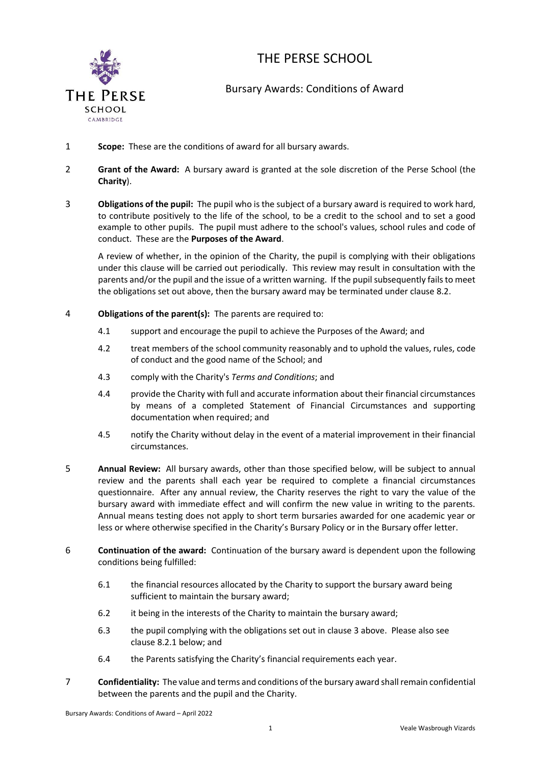# THE PERSE SCHOOL

## Bursary Awards: Conditions of Award

1 **Scope:** These are the conditions of award for all bursary awards.

2 **Grant of the Award:** A bursary award is granted at the sole discretion of the Perse School (the **Charity**).

3 **Obligations of the pupil:** The pupil who is the subject of a bursary award is required to work hard, to contribute positively to the life of the school, to be a credit to the school and to set a good example to other pupils. The pupil must adhere to the school's values, school rules and code of conduct. These are the **Purposes of the Award**.

A review of whether, in the opinion of the Charity, the pupil is complying with their obligations under this clause will be carried out periodically. This review may result in consultation with the parents and/or the pupil and the issue of a written warning. If the pupil subsequently fails to meet the obligations set out above, then the bursary award may be terminated under clause 8.2.

4 **Obligations of the parent(s):** The parents are required to:

4.1 support and encourage the pupil to achieve the Purposes of the Award; and

4.2 treat members of the school community reasonably and to uphold the values, rules, code of conduct and the good name of the School; and

4.3 comply with the Charity's *Terms and Conditions*; and

4.4 provide the Charity with full and accurate information about their financial circumstances by means of a completed Statement of Financial Circumstances and supporting documentation when required; and

4.5 notify the Charity without delay in the event of a material improvement in their financial circumstances.

5 **Annual Review:** All bursary awards, other than those specified below, will be subject to annual review and the parents shall each year be required to complete a financial circumstances questionnaire. After any annual review, the Charity reserves the right to vary the value of the bursary award with immediate effect and will confirm the new value in writing to the parents. Annual means testing does not apply to short term bursaries awarded for one academic year or less or where otherwise specified in the Charity's Bursary Policy or in the Bursary offer letter.

6 **Continuation of the award:** Continuation of the bursary award is dependent upon the following conditions being fulfilled:

6.1 the financial resources allocated by the Charity to support the bursary award being sufficient to maintain the bursary award;

6.2 it being in the interests of the Charity to maintain the bursary award;

6.3 the pupil complying with the obligations set out in clause 3 above. Please also see clause 8.2.1 below; and

6.4 the Parents satisfying the Charity's financial requirements each year.

7 **Confidentiality:** The value and terms and conditions of the bursary award shall remain confidential between the parents and the pupil and the Charity.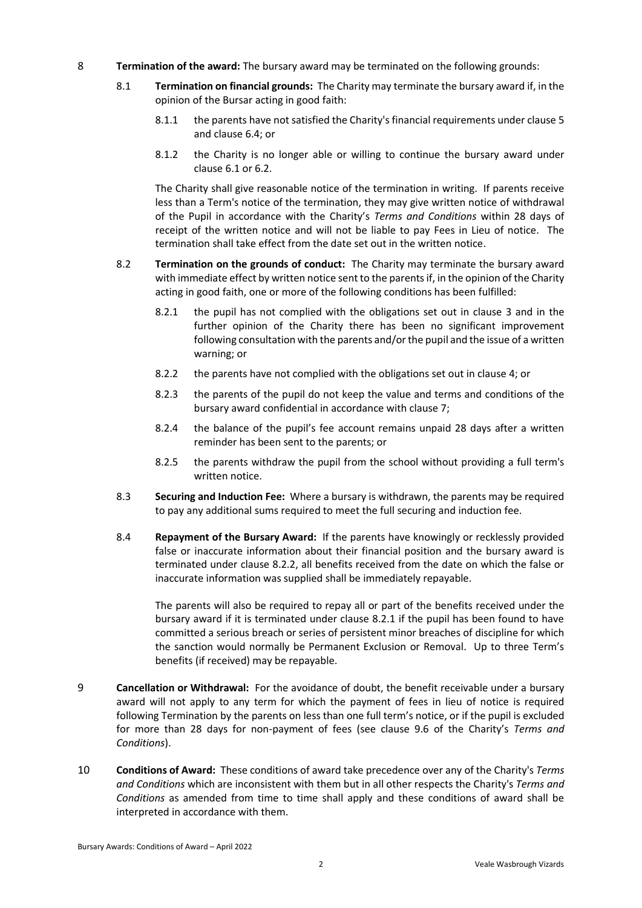8 **Termination of the award:** The bursary award may be terminated on the following grounds:

8.1 **Termination on financial grounds:** The Charity may terminate the bursary award if, in the opinion of the Bursar acting in good faith:

8.1.1 the parents have not satisfied the Charity's financial requirements under clause 5 and clause 6.4; or

8.1.2 the Charity is no longer able or willing to continue the bursary award under clause 6.1 or 6.2.

The Charity shall give reasonable notice of the termination in writing. If parents receive less than a Term's notice of the termination, they may give written notice of withdrawal of the Pupil in accordance with the Charity's *Terms and Conditions* within 28 days of receipt of the written notice and will not be liable to pay Fees in Lieu of notice. The termination shall take effect from the date set out in the written notice.

8.2 **Termination on the grounds of conduct:** The Charity may terminate the bursary award with immediate effect by written notice sent to the parents if, in the opinion of the Charity acting in good faith, one or more of the following conditions has been fulfilled:

8.2.1 the pupil has not complied with the obligations set out in clause 3 and in the further opinion of the Charity there has been no significant improvement following consultation with the parents and/or the pupil and the issue of a written warning; or

8.2.2 the parents have not complied with the obligations set out in clause 4; or

8.2.3 the parents of the pupil do not keep the value and terms and conditions of the bursary award confidential in accordance with clause 7;

8.2.4 the balance of the pupil's fee account remains unpaid 28 days after a written reminder has been sent to the parents; or

8.2.5 the parents withdraw the pupil from the school without providing a full term's written notice.

8.3 **Securing and Induction Fee:** Where a bursary is withdrawn, the parents may be required to pay any additional sums required to meet the full securing and induction fee.

8.4 **Repayment of the Bursary Award:** If the parents have knowingly or recklessly provided false or inaccurate information about their financial position and the bursary award is terminated under clause 8.2.2, all benefits received from the date on which the false or inaccurate information was supplied shall be immediately repayable.

The parents will also be required to repay all or part of the benefits received under the bursary award if it is terminated under clause 8.2.1 if the pupil has been found to have committed a serious breach or series of persistent minor breaches of discipline for which the sanction would normally be Permanent Exclusion or Removal. Up to three Term's benefits (if received) may be repayable.

9 **Cancellation or Withdrawal:** For the avoidance of doubt, the benefit receivable under a bursary award will not apply to any term for which the payment of fees in lieu of notice is required following Termination by the parents on less than one full term's notice, or if the pupil is excluded for more than 28 days for non-payment of fees (see clause 9.6 of the Charity's *Terms and Conditions*).

10 **Conditions of Award:** These conditions of award take precedence over any of the Charity's *Terms and Conditions* which are inconsistent with them but in all other respects the Charity's *Terms and Conditions* as amended from time to time shall apply and these conditions of award shall be interpreted in accordance with them.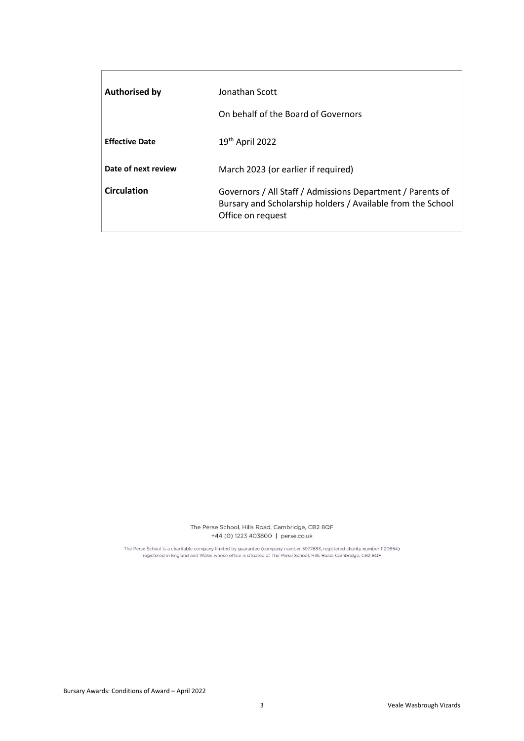| | |
|---|---|
| **Authorised by** | Jonathan Scott<br>On behalf of the Board of Governors |
| **Effective Date** | 19th April 2022 |
| **Date of next review** | March 2023 (or earlier if required) |
| **Circulation** | Governors / All Staff / Admissions Department / Parents of Bursary and Scholarship holders / Available from the School Office on request |

The Perse School, Hills Road, Cambridge, CB2 8QF
+44 (0) 1223 403800 | perse.co.uk

The Perse School is a charitable company limited by guarantee (company number 5977683, registered charity number 1120654) registered in England and Wales whose office is situated at The Perse School, Hills Road, Cambridge, CB2 8QF